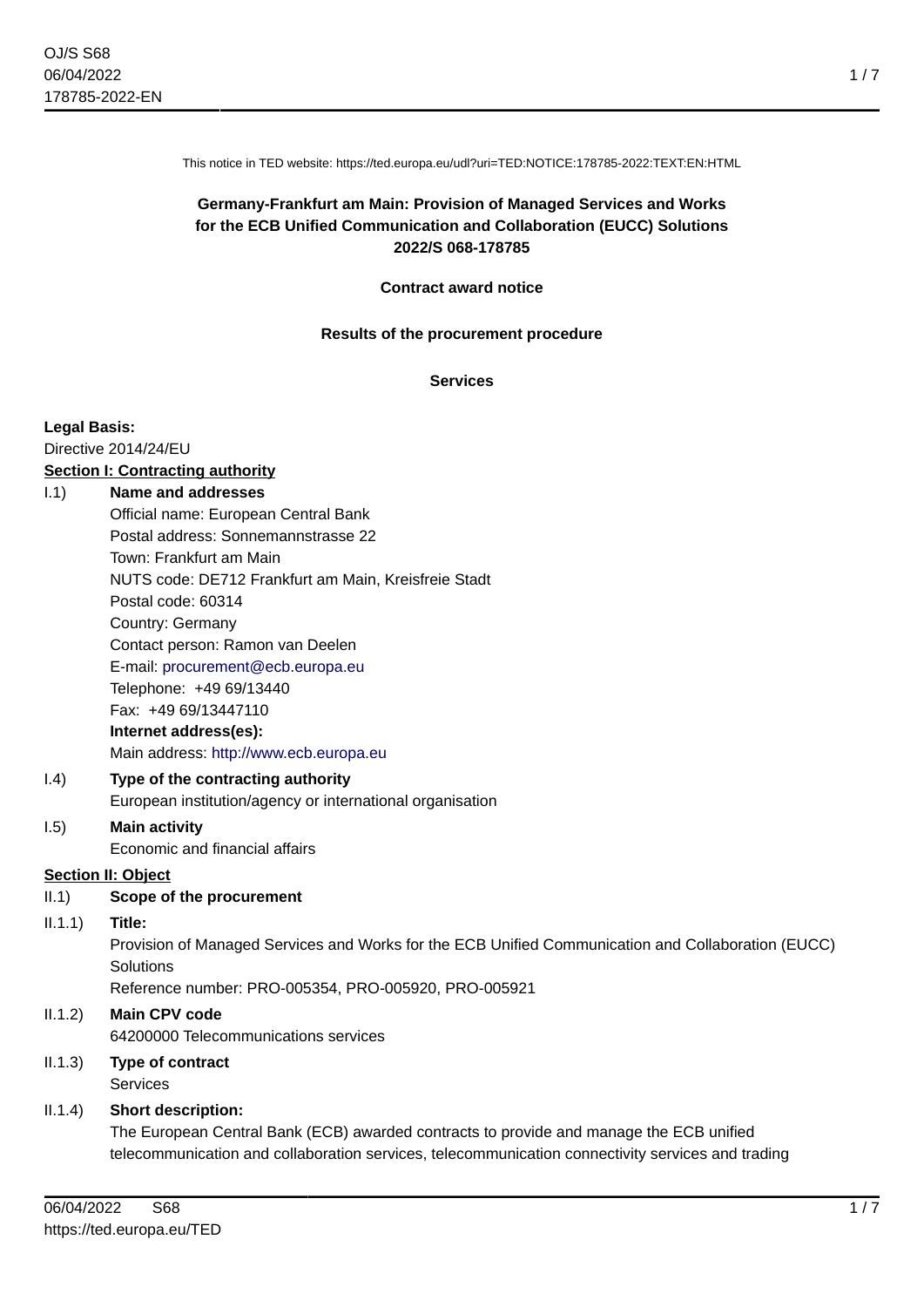This notice in TED website: https://ted.europa.eu/udl?uri=TED:NOTICE:178785-2022:TEXT:EN:HTML

**Germany-Frankfurt am Main: Provision of Managed Services and Works for the ECB Unified Communication and Collaboration (EUCC) Solutions**
**2022/S 068-178785**

**Contract award notice**

**Results of the procurement procedure**

**Services**

**Legal Basis:**
Directive 2014/24/EU

**Section I: Contracting authority**

I.1) **Name and addresses**
Official name: European Central Bank
Postal address: Sonnemannstrasse 22
Town: Frankfurt am Main
NUTS code: DE712 Frankfurt am Main, Kreisfreie Stadt
Postal code: 60314
Country: Germany
Contact person: Ramon van Deelen
E-mail: procurement@ecb.europa.eu
Telephone: +49 69/13440
Fax: +49 69/13447110
**Internet address(es):**
Main address: http://www.ecb.europa.eu

I.4) **Type of the contracting authority**
European institution/agency or international organisation

I.5) **Main activity**
Economic and financial affairs

**Section II: Object**

II.1) **Scope of the procurement**

II.1.1) **Title:**
Provision of Managed Services and Works for the ECB Unified Communication and Collaboration (EUCC) Solutions
Reference number: PRO-005354, PRO-005920, PRO-005921

II.1.2) **Main CPV code**
64200000 Telecommunications services

II.1.3) **Type of contract**
Services

II.1.4) **Short description:**
The European Central Bank (ECB) awarded contracts to provide and manage the ECB unified telecommunication and collaboration services, telecommunication connectivity services and trading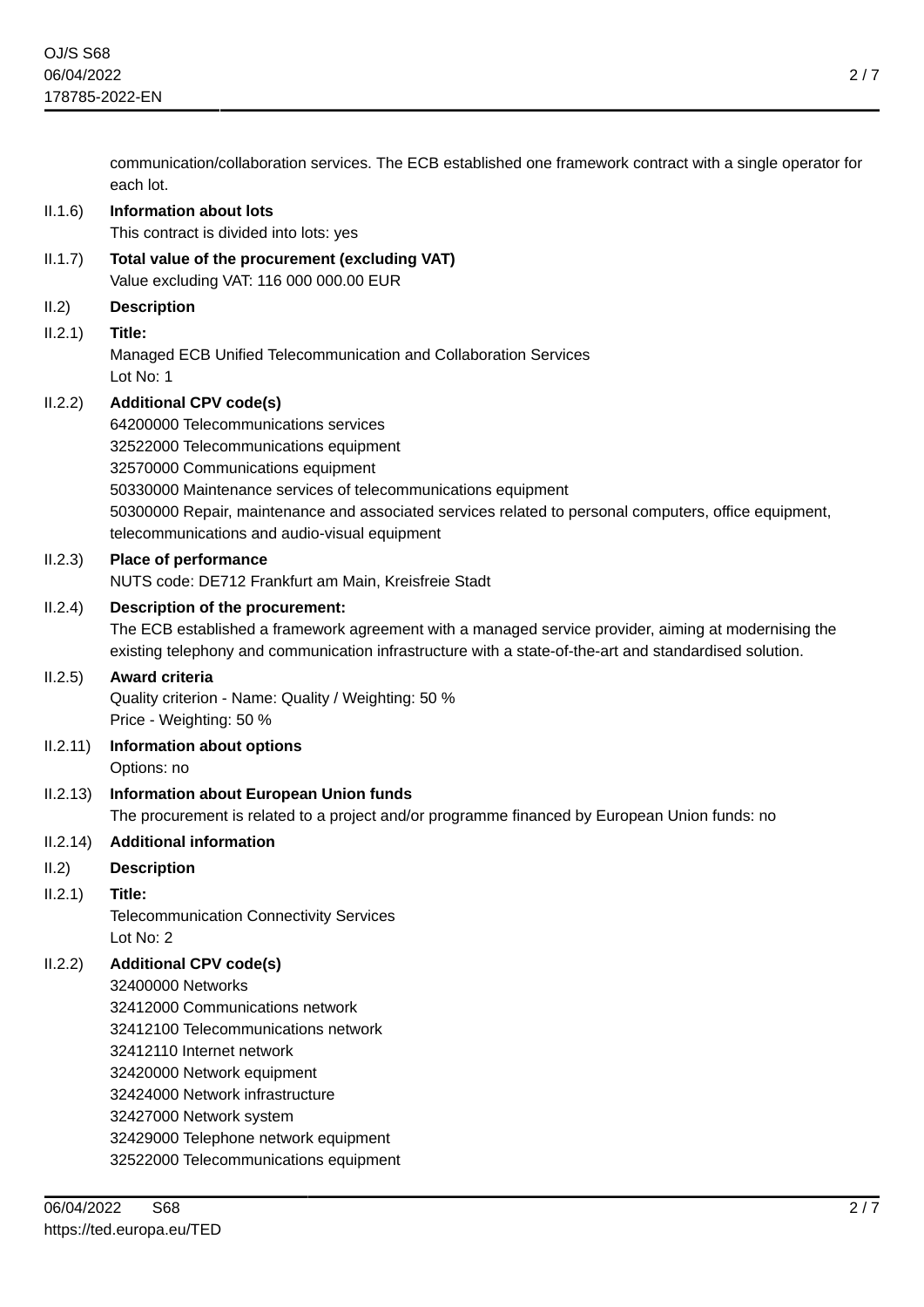communication/collaboration services. The ECB established one framework contract with a single operator for each lot.

II.1.6) **Information about lots**
This contract is divided into lots: yes

II.1.7) **Total value of the procurement (excluding VAT)**
Value excluding VAT: 116 000 000.00 EUR

II.2) **Description**

II.2.1) **Title:**
Managed ECB Unified Telecommunication and Collaboration Services
Lot No: 1

II.2.2) **Additional CPV code(s)**
64200000 Telecommunications services
32522000 Telecommunications equipment
32570000 Communications equipment
50330000 Maintenance services of telecommunications equipment
50300000 Repair, maintenance and associated services related to personal computers, office equipment, telecommunications and audio-visual equipment

II.2.3) **Place of performance**
NUTS code: DE712 Frankfurt am Main, Kreisfreie Stadt

II.2.4) **Description of the procurement:**
The ECB established a framework agreement with a managed service provider, aiming at modernising the existing telephony and communication infrastructure with a state-of-the-art and standardised solution.

II.2.5) **Award criteria**
Quality criterion - Name: Quality / Weighting: 50 %
Price - Weighting: 50 %

II.2.11) **Information about options**
Options: no

II.2.13) **Information about European Union funds**
The procurement is related to a project and/or programme financed by European Union funds: no

II.2.14) **Additional information**

II.2) **Description**

II.2.1) **Title:**
Telecommunication Connectivity Services
Lot No: 2

II.2.2) **Additional CPV code(s)**
32400000 Networks
32412000 Communications network
32412100 Telecommunications network
32412110 Internet network
32420000 Network equipment
32424000 Network infrastructure
32427000 Network system
32429000 Telephone network equipment
32522000 Telecommunications equipment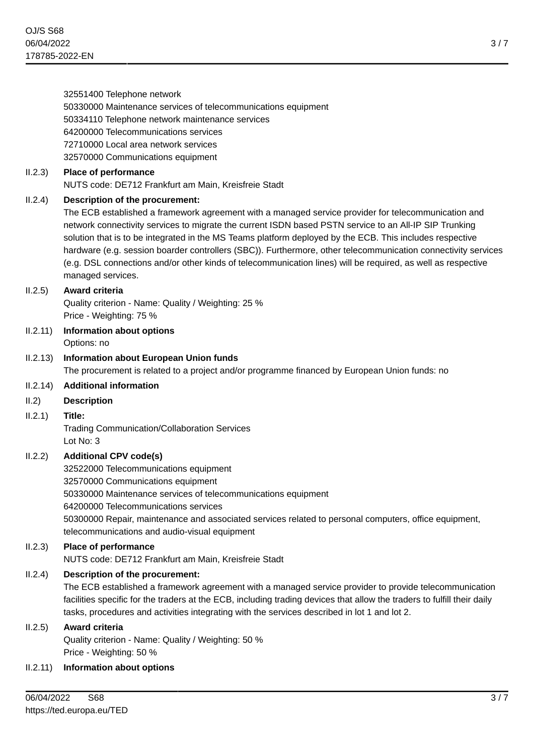32551400 Telephone network
50330000 Maintenance services of telecommunications equipment
50334110 Telephone network maintenance services
64200000 Telecommunications services
72710000 Local area network services
32570000 Communications equipment

II.2.3) **Place of performance**
NUTS code: DE712 Frankfurt am Main, Kreisfreie Stadt

II.2.4) **Description of the procurement:**
The ECB established a framework agreement with a managed service provider for telecommunication and network connectivity services to migrate the current ISDN based PSTN service to an All-IP SIP Trunking solution that is to be integrated in the MS Teams platform deployed by the ECB. This includes respective hardware (e.g. session boarder controllers (SBC)). Furthermore, other telecommunication connectivity services (e.g. DSL connections and/or other kinds of telecommunication lines) will be required, as well as respective managed services.

II.2.5) **Award criteria**
Quality criterion - Name: Quality / Weighting: 25 %
Price - Weighting: 75 %

II.2.11) **Information about options**
Options: no

II.2.13) **Information about European Union funds**
The procurement is related to a project and/or programme financed by European Union funds: no

II.2.14) **Additional information**

II.2) **Description**

II.2.1) **Title:**
Trading Communication/Collaboration Services
Lot No: 3

II.2.2) **Additional CPV code(s)**
32522000 Telecommunications equipment
32570000 Communications equipment
50330000 Maintenance services of telecommunications equipment
64200000 Telecommunications services
50300000 Repair, maintenance and associated services related to personal computers, office equipment, telecommunications and audio-visual equipment

II.2.3) **Place of performance**
NUTS code: DE712 Frankfurt am Main, Kreisfreie Stadt

II.2.4) **Description of the procurement:**
The ECB established a framework agreement with a managed service provider to provide telecommunication facilities specific for the traders at the ECB, including trading devices that allow the traders to fulfill their daily tasks, procedures and activities integrating with the services described in lot 1 and lot 2.

II.2.5) **Award criteria**
Quality criterion - Name: Quality / Weighting: 50 %
Price - Weighting: 50 %

II.2.11) **Information about options**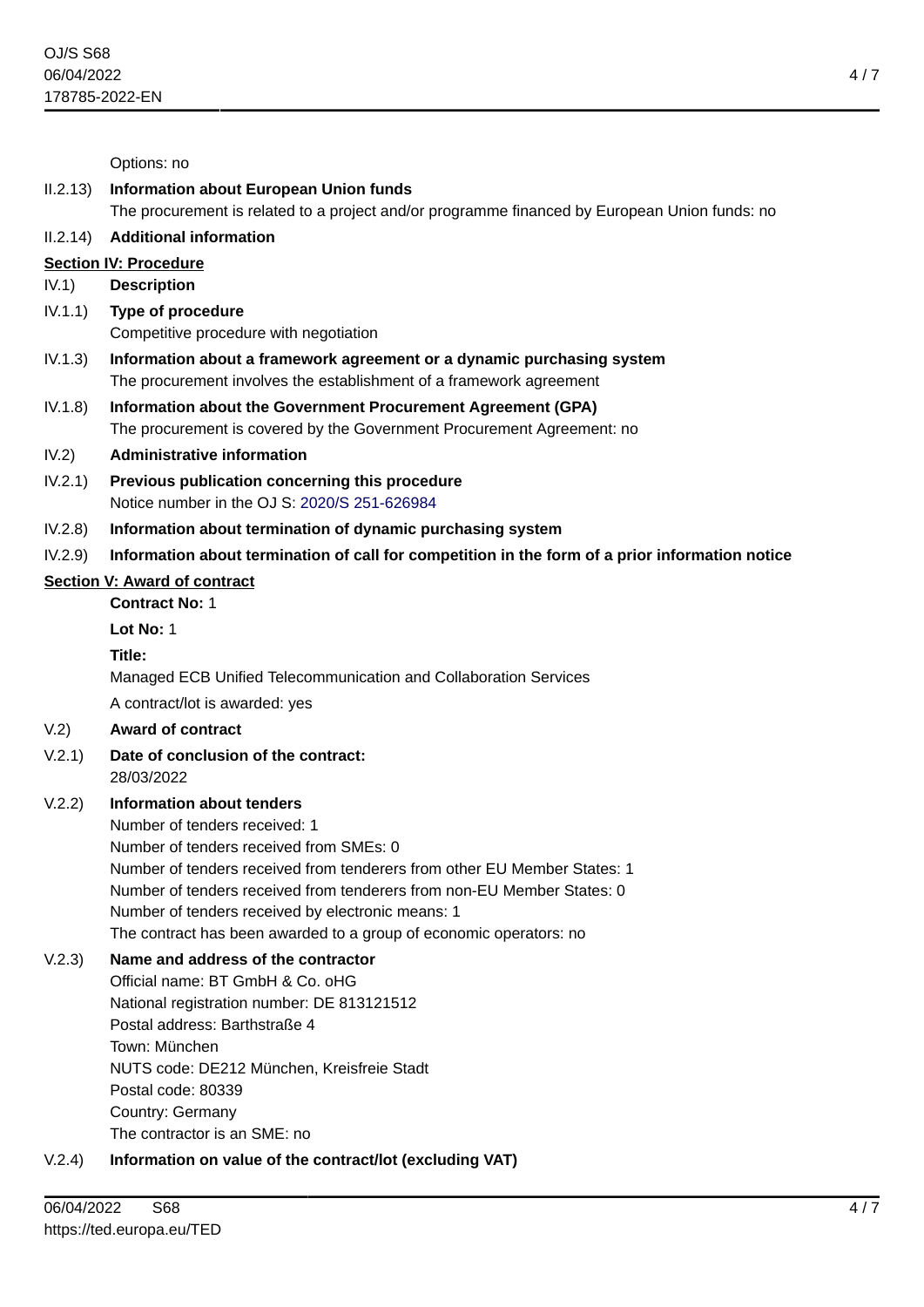Options: no

II.2.13) **Information about European Union funds**

The procurement is related to a project and/or programme financed by European Union funds: no

II.2.14) **Additional information**

## Section IV: Procedure

IV.1) **Description**

IV.1.1) **Type of procedure**

Competitive procedure with negotiation

IV.1.3) **Information about a framework agreement or a dynamic purchasing system**

The procurement involves the establishment of a framework agreement

IV.1.8) **Information about the Government Procurement Agreement (GPA)**

The procurement is covered by the Government Procurement Agreement: no

IV.2) **Administrative information**

IV.2.1) **Previous publication concerning this procedure**

Notice number in the OJ S: 2020/S 251-626984

IV.2.8) **Information about termination of dynamic purchasing system**

IV.2.9) **Information about termination of call for competition in the form of a prior information notice**

## Section V: Award of contract

**Contract No:** 1

**Lot No:** 1

**Title:**

Managed ECB Unified Telecommunication and Collaboration Services

A contract/lot is awarded: yes

V.2) **Award of contract**

V.2.1) **Date of conclusion of the contract:**

28/03/2022

V.2.2) **Information about tenders**

Number of tenders received: 1
Number of tenders received from SMEs: 0
Number of tenders received from tenderers from other EU Member States: 1
Number of tenders received from tenderers from non-EU Member States: 0
Number of tenders received by electronic means: 1
The contract has been awarded to a group of economic operators: no

V.2.3) **Name and address of the contractor**

Official name: BT GmbH & Co. oHG
National registration number: DE 813121512
Postal address: Barthstraße 4
Town: München
NUTS code: DE212 München, Kreisfreie Stadt
Postal code: 80339
Country: Germany
The contractor is an SME: no

V.2.4) **Information on value of the contract/lot (excluding VAT)**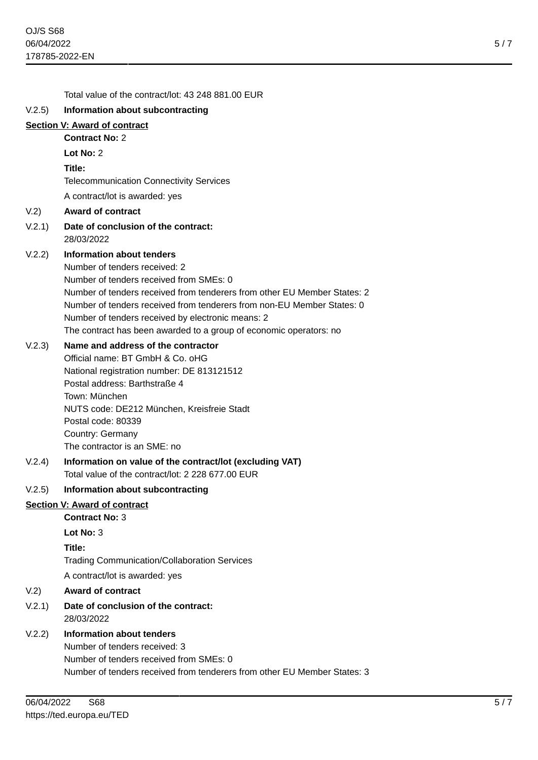Total value of the contract/lot: 43 248 881.00 EUR

V.2.5) **Information about subcontracting**

**Section V: Award of contract**

**Contract No:** 2

**Lot No:** 2

**Title:**

Telecommunication Connectivity Services

A contract/lot is awarded: yes

V.2) **Award of contract**

V.2.1) **Date of conclusion of the contract:**

28/03/2022

V.2.2) **Information about tenders**

Number of tenders received: 2
Number of tenders received from SMEs: 0
Number of tenders received from tenderers from other EU Member States: 2
Number of tenders received from tenderers from non-EU Member States: 0
Number of tenders received by electronic means: 2
The contract has been awarded to a group of economic operators: no

V.2.3) **Name and address of the contractor**

Official name: BT GmbH & Co. oHG
National registration number: DE 813121512
Postal address: Barthstraße 4
Town: München
NUTS code: DE212 München, Kreisfreie Stadt
Postal code: 80339
Country: Germany
The contractor is an SME: no

V.2.4) **Information on value of the contract/lot (excluding VAT)**

Total value of the contract/lot: 2 228 677.00 EUR

V.2.5) **Information about subcontracting**

**Section V: Award of contract**

**Contract No:** 3

**Lot No:** 3

**Title:**

Trading Communication/Collaboration Services

A contract/lot is awarded: yes

V.2) **Award of contract**

V.2.1) **Date of conclusion of the contract:**

28/03/2022

V.2.2) **Information about tenders**

Number of tenders received: 3
Number of tenders received from SMEs: 0
Number of tenders received from tenderers from other EU Member States: 3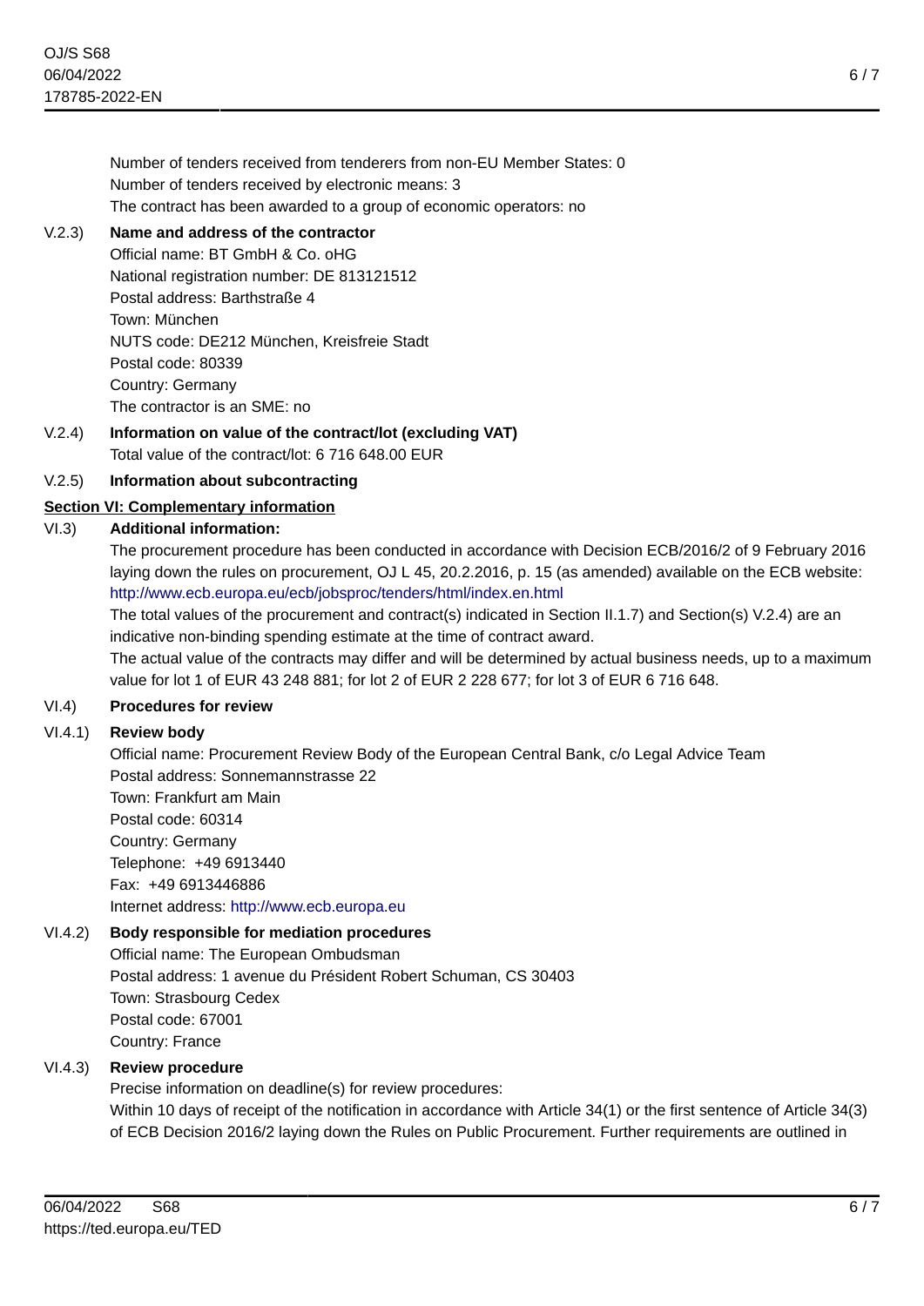Number of tenders received from tenderers from non-EU Member States: 0
Number of tenders received by electronic means: 3
The contract has been awarded to a group of economic operators: no

V.2.3) **Name and address of the contractor**
Official name: BT GmbH & Co. oHG
National registration number: DE 813121512
Postal address: Barthstraße 4
Town: München
NUTS code: DE212 München, Kreisfreie Stadt
Postal code: 80339
Country: Germany
The contractor is an SME: no

V.2.4) **Information on value of the contract/lot (excluding VAT)**
Total value of the contract/lot: 6 716 648.00 EUR

V.2.5) **Information about subcontracting**

## Section VI: Complementary information

VI.3) **Additional information:**
The procurement procedure has been conducted in accordance with Decision ECB/2016/2 of 9 February 2016 laying down the rules on procurement, OJ L 45, 20.2.2016, p. 15 (as amended) available on the ECB website: http://www.ecb.europa.eu/ecb/jobsproc/tenders/html/index.en.html
The total values of the procurement and contract(s) indicated in Section II.1.7) and Section(s) V.2.4) are an indicative non-binding spending estimate at the time of contract award.
The actual value of the contracts may differ and will be determined by actual business needs, up to a maximum value for lot 1 of EUR 43 248 881; for lot 2 of EUR 2 228 677; for lot 3 of EUR 6 716 648.

VI.4) **Procedures for review**

VI.4.1) **Review body**
Official name: Procurement Review Body of the European Central Bank, c/o Legal Advice Team
Postal address: Sonnemannstrasse 22
Town: Frankfurt am Main
Postal code: 60314
Country: Germany
Telephone: +49 6913440
Fax: +49 6913446886
Internet address: http://www.ecb.europa.eu

VI.4.2) **Body responsible for mediation procedures**
Official name: The European Ombudsman
Postal address: 1 avenue du Président Robert Schuman, CS 30403
Town: Strasbourg Cedex
Postal code: 67001
Country: France

VI.4.3) **Review procedure**
Precise information on deadline(s) for review procedures:
Within 10 days of receipt of the notification in accordance with Article 34(1) or the first sentence of Article 34(3) of ECB Decision 2016/2 laying down the Rules on Public Procurement. Further requirements are outlined in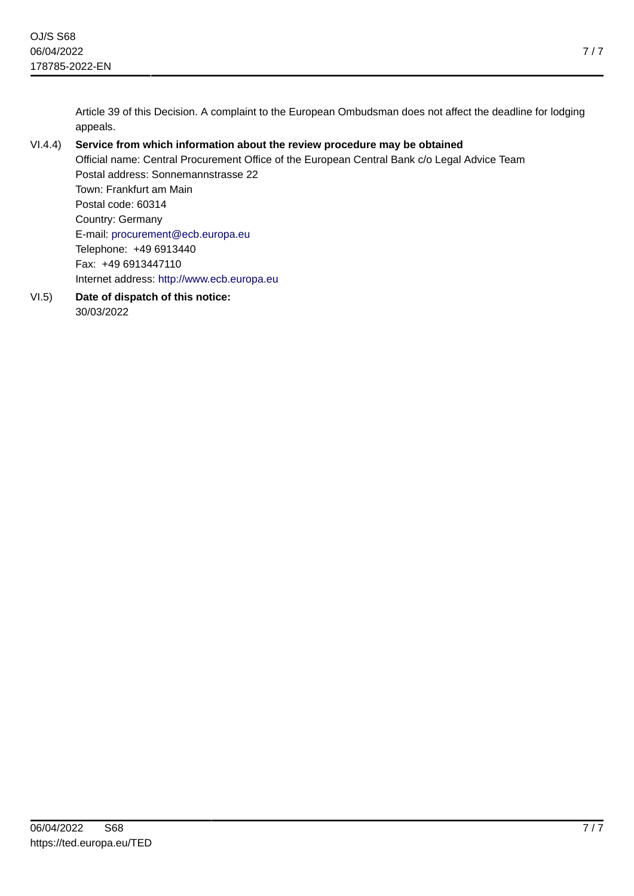Article 39 of this Decision. A complaint to the European Ombudsman does not affect the deadline for lodging appeals.

VI.4.4) **Service from which information about the review procedure may be obtained**

Official name: Central Procurement Office of the European Central Bank c/o Legal Advice Team
Postal address: Sonnemannstrasse 22
Town: Frankfurt am Main
Postal code: 60314
Country: Germany
E-mail: procurement@ecb.europa.eu
Telephone: +49 6913440
Fax: +49 6913447110
Internet address: http://www.ecb.europa.eu

VI.5) **Date of dispatch of this notice:**

30/03/2022